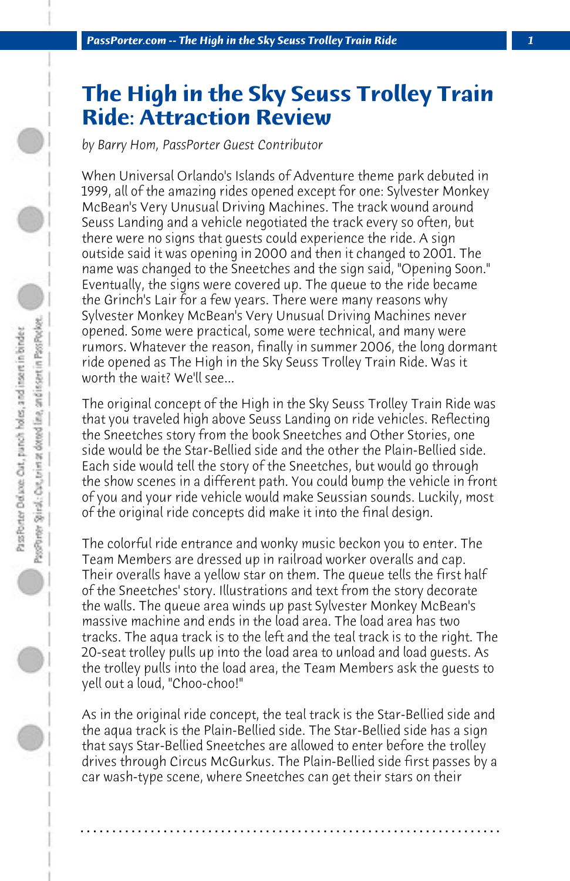# The High in the Sky Seuss Trolley Train Ride: Attraction Review

*by Barry Hom, PassPorter Guest Contributor*

When Universal Orlando's Islands of Adventure theme park debuted in 1999, all of the amazing rides opened except for one: Sylvester Monkey McBean's Very Unusual Driving Machines. The track wound around Seuss Landing and a vehicle negotiated the track every so often, but there were no signs that guests could experience the ride. A sign outside said it was opening in 2000 and then it changed to 2001. The name was changed to the Sneetches and the sign said, "Opening Soon." Eventually, the signs were covered up. The queue to the ride became the Grinch's Lair for a few years. There were many reasons why Sylvester Monkey McBean's Very Unusual Driving Machines never opened. Some were practical, some were technical, and many were rumors. Whatever the reason, finally in summer 2006, the long dormant ride opened as The High in the Sky Seuss Trolley Train Ride. Was it worth the wait? We'll see...

The original concept of the High in the Sky Seuss Trolley Train Ride was that you traveled high above Seuss Landing on ride vehicles. Reflecting the Sneetches story from the book Sneetches and Other Stories, one side would be the Star-Bellied side and the other the Plain-Bellied side. Each side would tell the story of the Sneetches, but would go through the show scenes in a different path. You could bump the vehicle in front of you and your ride vehicle would make Seussian sounds. Luckily, most of the original ride concepts did make it into the final design.

The colorful ride entrance and wonky music beckon you to enter. The Team Members are dressed up in railroad worker overalls and cap. Their overalls have a yellow star on them. The queue tells the first half of the Sneetches' story. Illustrations and text from the story decorate the walls. The queue area winds up past Sylvester Monkey McBean's massive machine and ends in the load area. The load area has two tracks. The aqua track is to the left and the teal track is to the right. The 20-seat trolley pulls up into the load area to unload and load guests. As the trolley pulls into the load area, the Team Members ask the guests to yell out a loud, "Choo-choo!"

As in the original ride concept, the teal track is the Star-Bellied side and the aqua track is the Plain-Bellied side. The Star-Bellied side has a sign that says Star-Bellied Sneetches are allowed to enter before the trolley drives through Circus McGurkus. The Plain-Bellied side first passes by a car wash-type scene, where Sneetches can get their stars on their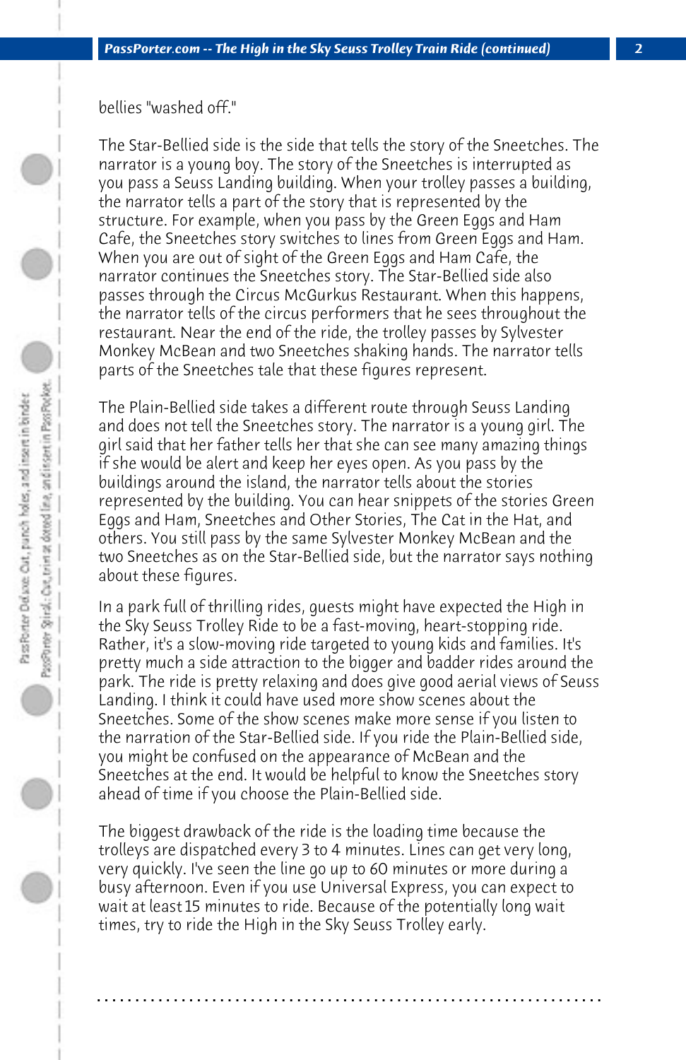bellies "washed off."

The Star-Bellied side is the side that tells the story of the Sneetches. The narrator is a young boy. The story of the Sneetches is interrupted as you pass a Seuss Landing building. When your trolley passes a building, the narrator tells a part of the story that is represented by the structure. For example, when you pass by the Green Eggs and Ham Cafe, the Sneetches story switches to lines from Green Eggs and Ham. When you are out of sight of the Green Eggs and Ham Cafe, the narrator continues the Sneetches story. The Star-Bellied side also passes through the Circus McGurkus Restaurant. When this happens, the narrator tells of the circus performers that he sees throughout the restaurant. Near the end of the ride, the trolley passes by Sylvester Monkey McBean and two Sneetches shaking hands. The narrator tells parts of the Sneetches tale that these figures represent.

The Plain-Bellied side takes a different route through Seuss Landing and does not tell the Sneetches story. The narrator is a young girl. The girl said that her father tells her that she can see many amazing things if she would be alert and keep her eyes open. As you pass by the buildings around the island, the narrator tells about the stories represented by the building. You can hear snippets of the stories Green Eggs and Ham, Sneetches and Other Stories, The Cat in the Hat, and others. You still pass by the same Sylvester Monkey McBean and the two Sneetches as on the Star-Bellied side, but the narrator says nothing about these figures.

In a park full of thrilling rides, guests might have expected the High in the Sky Seuss Trolley Ride to be a fast-moving, heart-stopping ride. Rather, it's a slow-moving ride targeted to young kids and families. It's pretty much a side attraction to the bigger and badder rides around the park. The ride is pretty relaxing and does give good aerial views of Seuss Landing. I think it could have used more show scenes about the Sneetches. Some of the show scenes make more sense if you listen to the narration of the Star-Bellied side. If you ride the Plain-Bellied side, you might be confused on the appearance of McBean and the Sneetches at the end. It would be helpful to know the Sneetches story ahead of time if you choose the Plain-Bellied side.

The biggest drawback of the ride is the loading time because the trolleys are dispatched every 3 to 4 minutes. Lines can get very long, very quickly. I've seen the line go up to 60 minutes or more during a busy afternoon. Even if you use Universal Express, you can expect to wait at least 15 minutes to ride. Because of the potentially long wait times, try to ride the High in the Sky Seuss Trolley early.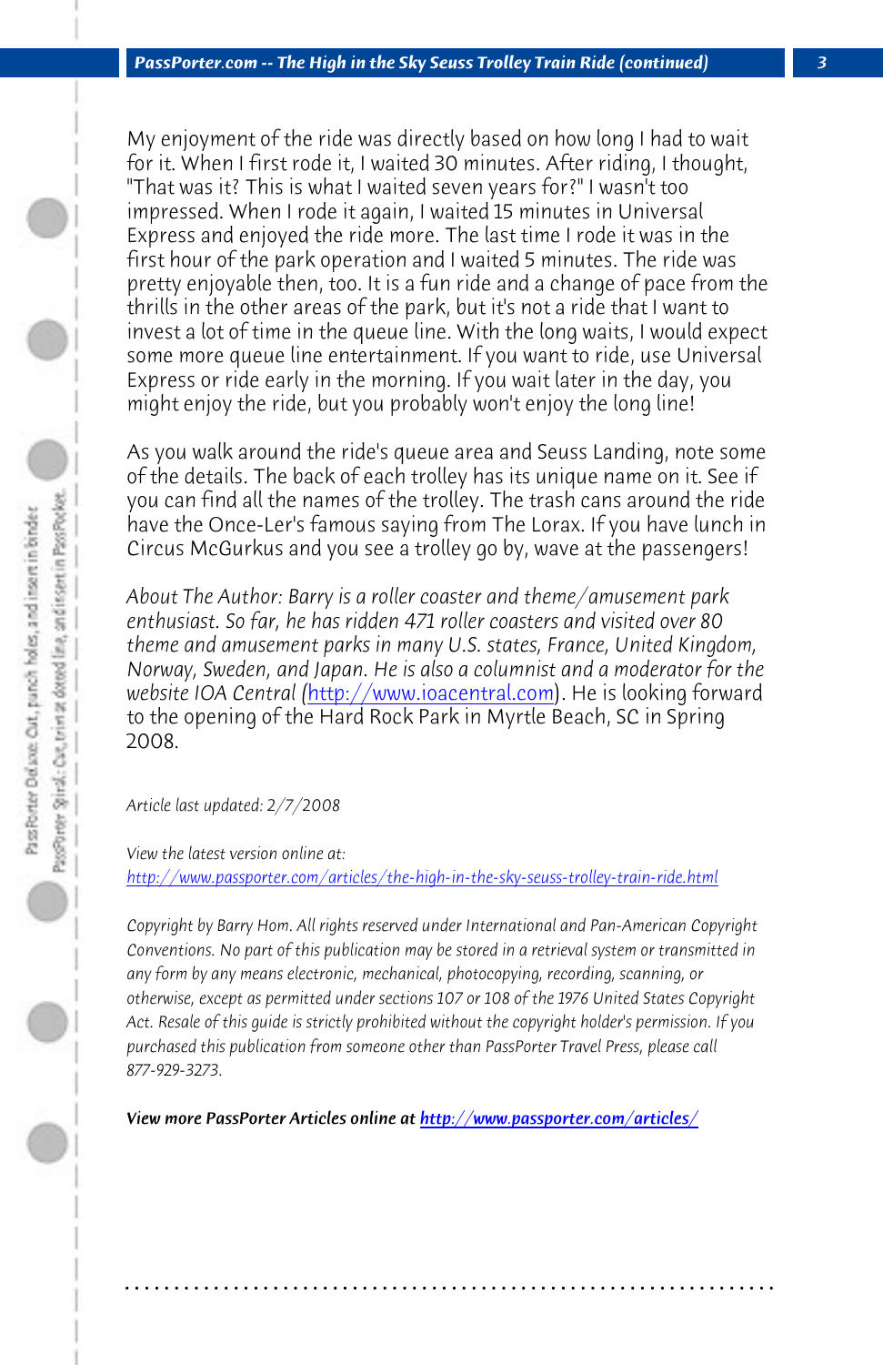My enjoyment of the ride was directly based on how long I had to wait for it. When I first rode it, I waited 30 minutes. After riding, I thought, "That was it? This is what I waited seven years for?" I wasn't too impressed. When I rode it again, I waited 15 minutes in Universal Express and enjoyed the ride more. The last time I rode it was in the first hour of the park operation and I waited 5 minutes. The ride was pretty enjoyable then, too. It is a fun ride and a change of pace from the thrills in the other areas of the park, but it's not a ride that I want to invest a lot of time in the queue line. With the long waits, I would expect some more queue line entertainment. If you want to ride, use Universal Express or ride early in the morning. If you wait later in the day, you might enjoy the ride, but you probably won't enjoy the long line!

As you walk around the ride's queue area and Seuss Landing, note some of the details. The back of each trolley has its unique name on it. See if you can find all the names of the trolley. The trash cans around the ride have the Once-Ler's famous saying from The Lorax. If you have lunch in Circus McGurkus and you see a trolley go by, wave at the passengers!

*About The Author: Barry is a roller coaster and theme/amusement park enthusiast. So far, he has ridden 471 roller coasters and visited over 80 theme and amusement parks in many U.S. states, France, United Kingdom, Norway, Sweden, and Japan. He is also a columnist and a moderator for the website IOA Central (*[http://www.ioacentral.com](http://www.ioacentral.com)*). He is looking forward to the opening of the Hard Rock Park in Myrtle Beach, SC in Spring 2008.*

*Article last updated: 2/7/2008*

*View the latest version online at:*
[http://www.passporter.com/articles/the-high-in-the-sky-seuss-trolley-train-ride.html](http://www.passporter.com/articles/the-high-in-the-sky-seuss-trolley-train-ride.html)

*Copyright by Barry Hom. All rights reserved under International and Pan-American Copyright Conventions. No part of this publication may be stored in a retrieval system or transmitted in any form by any means electronic, mechanical, photocopying, recording, scanning, or otherwise, except as permitted under sections 107 or 108 of the 1976 United States Copyright Act. Resale of this guide is strictly prohibited without the copyright holder's permission. If you purchased this publication from someone other than PassPorter Travel Press, please call 877-929-3273.*

***View more PassPorter Articles online at [http://www.passporter.com/articles/](http://www.passporter.com/articles/)***